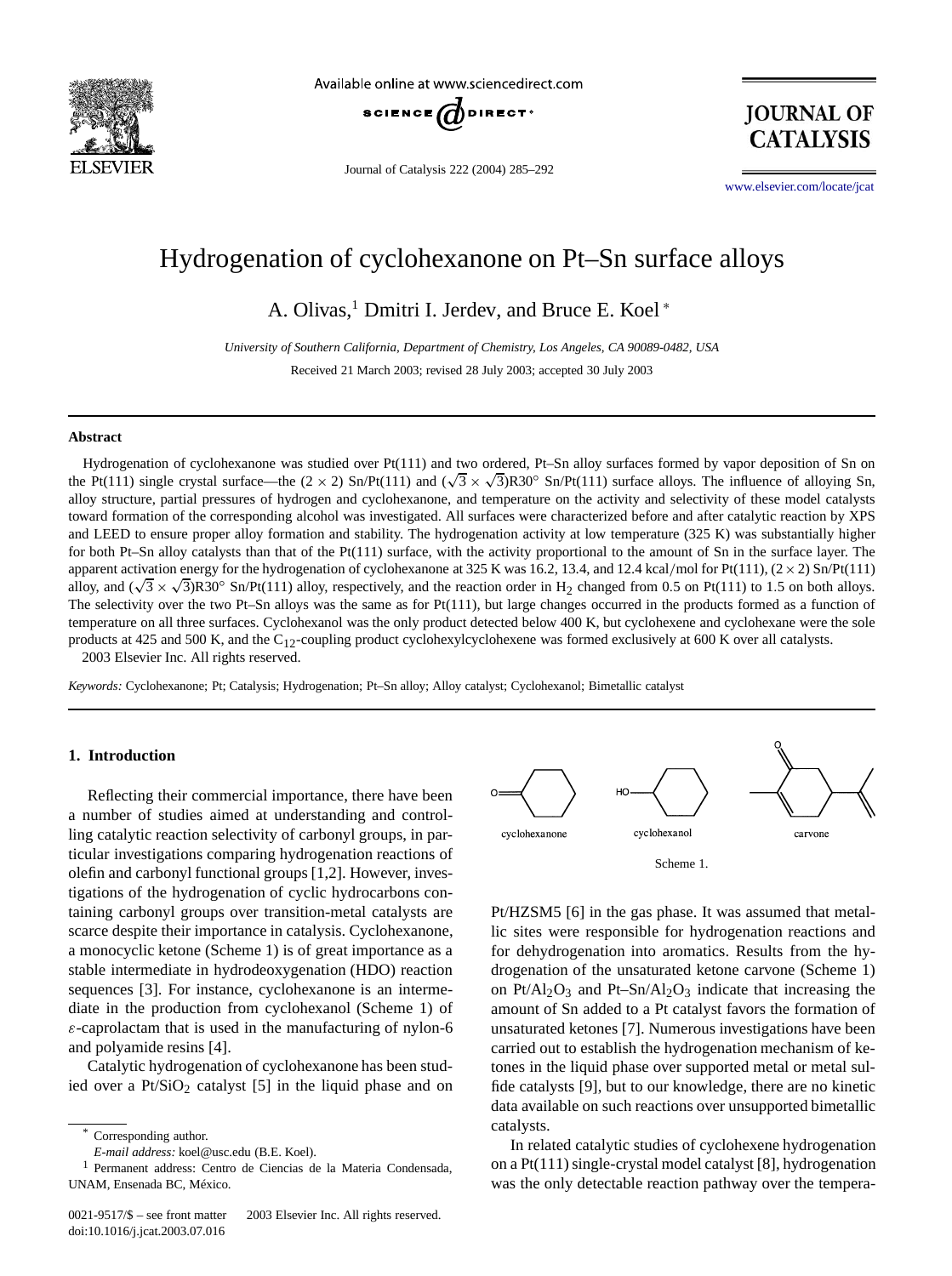# Hydrogenation of cyclohexanone on Pt–Sn surface alloys

A. Olivas,[1] Dmitri I. Jerdev, and Bruce E. Koel [*]

*University of Southern California, Department of Chemistry, Los Angeles, CA 90089-0482, USA*

Received 21 March 2003; revised 28 July 2003; accepted 30 July 2003

## Abstract

Hydrogenation of cyclohexanone was studied over Pt(111) and two ordered, Pt–Sn alloy surfaces formed by vapor deposition of Sn on the Pt(111) single crystal surface—the $(2 \times 2)$ Sn/Pt(111) and $(\sqrt{3} \times \sqrt{3})R30^\circ$ Sn/Pt(111) surface alloys. The influence of alloying Sn, alloy structure, partial pressures of hydrogen and cyclohexanone, and temperature on the activity and selectivity of these model catalysts toward formation of the corresponding alcohol was investigated. All surfaces were characterized before and after catalytic reaction by XPS and LEED to ensure proper alloy formation and stability. The hydrogenation activity at low temperature (325 K) was substantially higher for both Pt–Sn alloy catalysts than that of the Pt(111) surface, with the activity proportional to the amount of Sn in the surface layer. The apparent activation energy for the hydrogenation of cyclohexanone at 325 K was 16.2, 13.4, and 12.4 kcal/mol for Pt(111), $(2 \times 2)$ Sn/Pt(111) alloy, and $(\sqrt{3} \times \sqrt{3})R30^\circ$ Sn/Pt(111) alloy, respectively, and the reaction order in $H_2$ changed from 0.5 on Pt(111) to 1.5 on both alloys. The selectivity over the two Pt–Sn alloys was the same as for Pt(111), but large changes occurred in the products formed as a function of temperature on all three surfaces. Cyclohexanol was the only product detected below 400 K, but cyclohexene and cyclohexane were the sole products at 425 and 500 K, and the $C_{12}$-coupling product cyclohexylcyclohexene was formed exclusively at 600 K over all catalysts.

2003 Elsevier Inc. All rights reserved.

*Keywords:* Cyclohexanone; Pt; Catalysis; Hydrogenation; Pt–Sn alloy; Alloy catalyst; Cyclohexanol; Bimetallic catalyst

## 1. Introduction

Reflecting their commercial importance, there have been a number of studies aimed at understanding and controlling catalytic reaction selectivity of carbonyl groups, in particular investigations comparing hydrogenation reactions of olefin and carbonyl functional groups [1,2]. However, investigations of the hydrogenation of cyclic hydrocarbons containing carbonyl groups over transition-metal catalysts are scarce despite their importance in catalysis. Cyclohexanone, a monocyclic ketone (Scheme 1) is of great importance as a stable intermediate in hydrodeoxygenation (HDO) reaction sequences [3]. For instance, cyclohexanone is an intermediate in the production from cyclohexanol (Scheme 1) of $\varepsilon$-caprolactam that is used in the manufacturing of nylon-6 and polyamide resins [4].

Catalytic hydrogenation of cyclohexanone has been studied over a $Pt/SiO_2$ catalyst [5] in the liquid phase and on Pt/HZSM5 [6] in the gas phase. It was assumed that metallic sites were responsible for hydrogenation reactions and for dehydrogenation into aromatics. Results from the hydrogenation of the unsaturated ketone carvone (Scheme 1) on $Pt/Al_2O_3$ and $Pt–Sn/Al_2O_3$ indicate that increasing the amount of Sn added to a Pt catalyst favors the formation of unsaturated ketones [7]. Numerous investigations have been carried out to establish the hydrogenation mechanism of ketones in the liquid phase over supported metal or metal sulfide catalysts [9], but to our knowledge, there are no kinetic data available on such reactions over unsupported bimetallic catalysts.

cyclohexanone cyclohexanol carvone

Scheme 1.

In related catalytic studies of cyclohexene hydrogenation on a Pt(111) single-crystal model catalyst [8], hydrogenation was the only detectable reaction pathway over the tempera-

[*] Corresponding author.
*E-mail address:* koel@usc.edu (B.E. Koel).

[1] Permanent address: Centro de Ciencias de la Materia Condensada, UNAM, Ensenada BC, México.

0021-9517/$ – see front matter 2003 Elsevier Inc. All rights reserved.
doi:10.1016/j.jcat.2003.07.016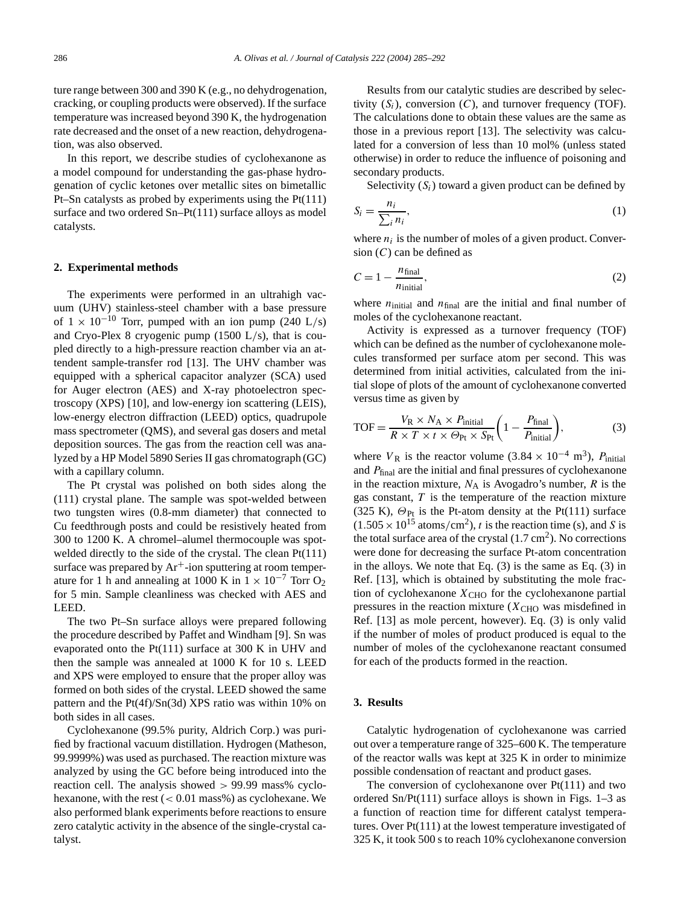ture range between 300 and 390 K (e.g., no dehydrogenation, cracking, or coupling products were observed). If the surface temperature was increased beyond 390 K, the hydrogenation rate decreased and the onset of a new reaction, dehydrogenation, was also observed.

In this report, we describe studies of cyclohexanone as a model compound for understanding the gas-phase hydrogenation of cyclic ketones over metallic sites on bimetallic Pt–Sn catalysts as probed by experiments using the Pt(111) surface and two ordered Sn–Pt(111) surface alloys as model catalysts.

## 2. Experimental methods

The experiments were performed in an ultrahigh vacuum (UHV) stainless-steel chamber with a base pressure of $1 \times 10^{-10}$ Torr, pumped with an ion pump (240 L/s) and Cryo-Plex 8 cryogenic pump (1500 L/s), that is coupled directly to a high-pressure reaction chamber via an attendent sample-transfer rod [13]. The UHV chamber was equipped with a spherical capacitor analyzer (SCA) used for Auger electron (AES) and X-ray photoelectron spectroscopy (XPS) [10], and low-energy ion scattering (LEIS), low-energy electron diffraction (LEED) optics, quadrupole mass spectrometer (QMS), and several gas dosers and metal deposition sources. The gas from the reaction cell was analyzed by a HP Model 5890 Series II gas chromatograph (GC) with a capillary column.

The Pt crystal was polished on both sides along the (111) crystal plane. The sample was spot-welded between two tungsten wires (0.8-mm diameter) that connected to Cu feedthrough posts and could be resistively heated from 300 to 1200 K. A chromel–alumel thermocouple was spot-welded directly to the side of the crystal. The clean Pt(111) surface was prepared by $Ar^{+}$-ion sputtering at room temperature for 1 h and annealing at 1000 K in $1 \times 10^{-7}$ Torr $O_2$ for 5 min. Sample cleanliness was checked with AES and LEED.

The two Pt–Sn surface alloys were prepared following the procedure described by Paffet and Windham [9]. Sn was evaporated onto the Pt(111) surface at 300 K in UHV and then the sample was annealed at 1000 K for 10 s. LEED and XPS were employed to ensure that the proper alloy was formed on both sides of the crystal. LEED showed the same pattern and the Pt(4f)/Sn(3d) XPS ratio was within 10% on both sides in all cases.

Cyclohexanone (99.5% purity, Aldrich Corp.) was purified by fractional vacuum distillation. Hydrogen (Matheson, 99.9999%) was used as purchased. The reaction mixture was analyzed by using the GC before being introduced into the reaction cell. The analysis showed $> 99.99$ mass% cyclohexanone, with the rest ($< 0.01$ mass%) as cyclohexane. We also performed blank experiments before reactions to ensure zero catalytic activity in the absence of the single-crystal catalyst.

Results from our catalytic studies are described by selectivity ($S_i$), conversion ($C$), and turnover frequency (TOF). The calculations done to obtain these values are the same as those in a previous report [13]. The selectivity was calculated for a conversion of less than 10 mol% (unless stated otherwise) in order to reduce the influence of poisoning and secondary products.

Selectivity ($S_i$) toward a given product can be defined by

$$S_i = \frac{n_i}{\sum_i n_i}, \tag{1}$$

where $n_i$ is the number of moles of a given product. Conversion ($C$) can be defined as

$$C = 1 - \frac{n_{\text{final}}}{n_{\text{initial}}}, \tag{2}$$

where $n_{\text{initial}}$ and $n_{\text{final}}$ are the initial and final number of moles of the cyclohexanone reactant.

Activity is expressed as a turnover frequency (TOF) which can be defined as the number of cyclohexanone molecules transformed per surface atom per second. This was determined from initial activities, calculated from the initial slope of plots of the amount of cyclohexanone converted versus time as given by

$$\text{TOF} = \frac{V_{\text{R}} \times N_{\text{A}} \times P_{\text{initial}}}{R \times T \times t \times \Theta_{\text{Pt}} \times S_{\text{Pt}}} \left(1 - \frac{P_{\text{final}}}{P_{\text{initial}}}\right), \tag{3}$$

where $V_{\text{R}}$ is the reactor volume ($3.84 \times 10^{-4}$ m$^3$), $P_{\text{initial}}$ and $P_{\text{final}}$ are the initial and final pressures of cyclohexanone in the reaction mixture, $N_{\text{A}}$ is Avogadro's number, $R$ is the gas constant, $T$ is the temperature of the reaction mixture (325 K), $\Theta_{\text{Pt}}$ is the Pt-atom density at the Pt(111) surface ($1.505 \times 10^{15}$ atoms/cm$^2$), $t$ is the reaction time (s), and $S$ is the total surface area of the crystal (1.7 cm$^2$). No corrections were done for decreasing the surface Pt-atom concentration in the alloys. We note that Eq. (3) is the same as Eq. (3) in Ref. [13], which is obtained by substituting the mole fraction of cyclohexanone $X_{\text{CHO}}$ for the cyclohexanone partial pressures in the reaction mixture ($X_{\text{CHO}}$ was misdefined in Ref. [13] as mole percent, however). Eq. (3) is only valid if the number of moles of product produced is equal to the number of moles of the cyclohexanone reactant consumed for each of the products formed in the reaction.

## 3. Results

Catalytic hydrogenation of cyclohexanone was carried out over a temperature range of 325–600 K. The temperature of the reactor walls was kept at 325 K in order to minimize possible condensation of reactant and product gases.

The conversion of cyclohexanone over Pt(111) and two ordered Sn/Pt(111) surface alloys is shown in Figs. 1–3 as a function of reaction time for different catalyst temperatures. Over Pt(111) at the lowest temperature investigated of 325 K, it took 500 s to reach 10% cyclohexanone conversion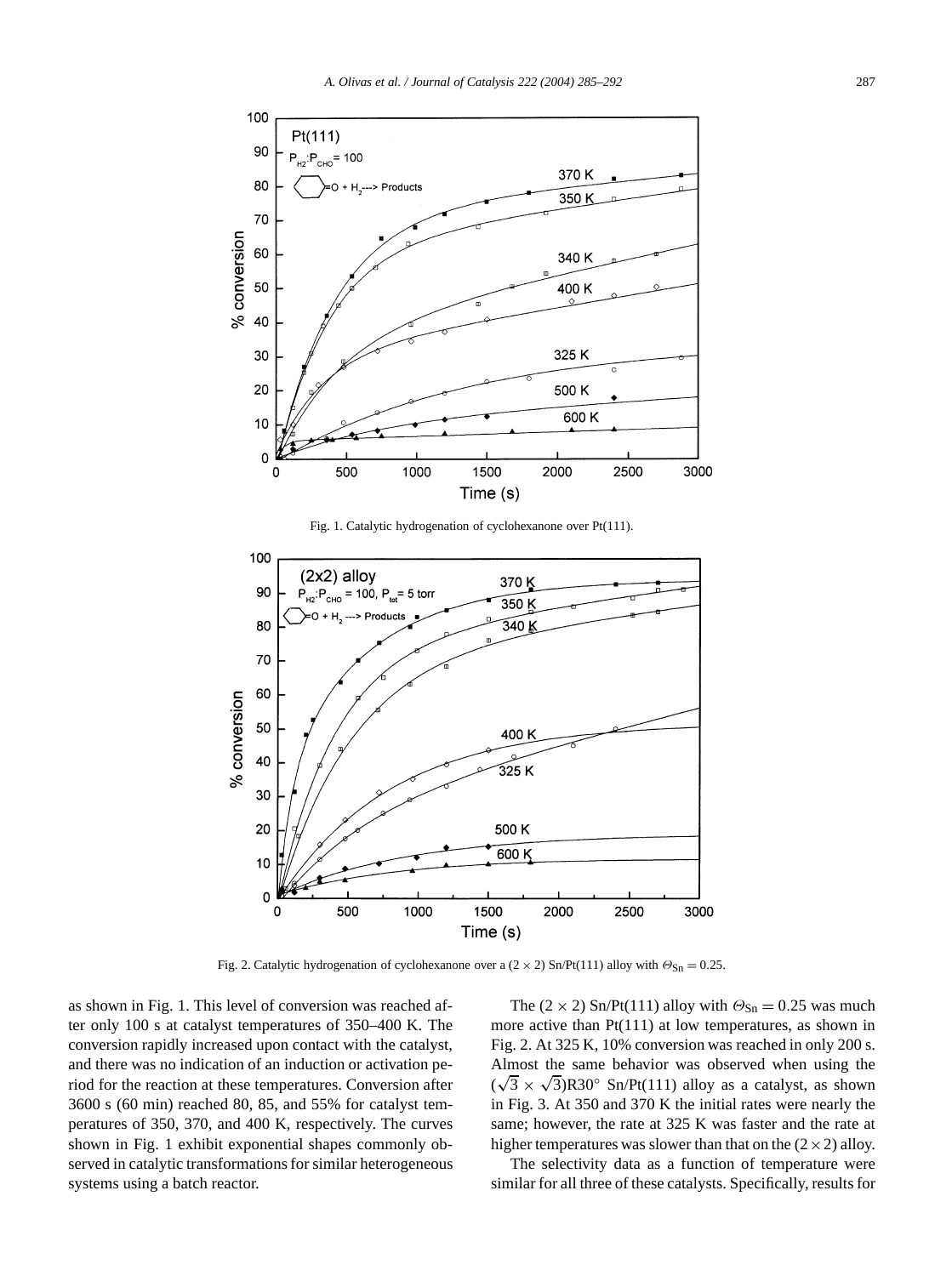Fig. 1. Catalytic hydrogenation of cyclohexanone over Pt(111).

Fig. 2. Catalytic hydrogenation of cyclohexanone over a $(2 \times 2)$ Sn/Pt(111) alloy with $\Theta_{Sn} = 0.25$.

as shown in Fig. 1. This level of conversion was reached after only 100 s at catalyst temperatures of 350–400 K. The conversion rapidly increased upon contact with the catalyst, and there was no indication of an induction or activation period for the reaction at these temperatures. Conversion after 3600 s (60 min) reached 80, 85, and 55% for catalyst temperatures of 350, 370, and 400 K, respectively. The curves shown in Fig. 1 exhibit exponential shapes commonly observed in catalytic transformations for similar heterogeneous systems using a batch reactor.

The $(2 \times 2)$ Sn/Pt(111) alloy with $\Theta_{Sn} = 0.25$ was much more active than Pt(111) at low temperatures, as shown in Fig. 2. At 325 K, 10% conversion was reached in only 200 s. Almost the same behavior was observed when using the $(\sqrt{3} \times \sqrt{3})$R30° Sn/Pt(111) alloy as a catalyst, as shown in Fig. 3. At 350 and 370 K the initial rates were nearly the same; however, the rate at 325 K was faster and the rate at higher temperatures was slower than that on the $(2 \times 2)$ alloy.

The selectivity data as a function of temperature were similar for all three of these catalysts. Specifically, results for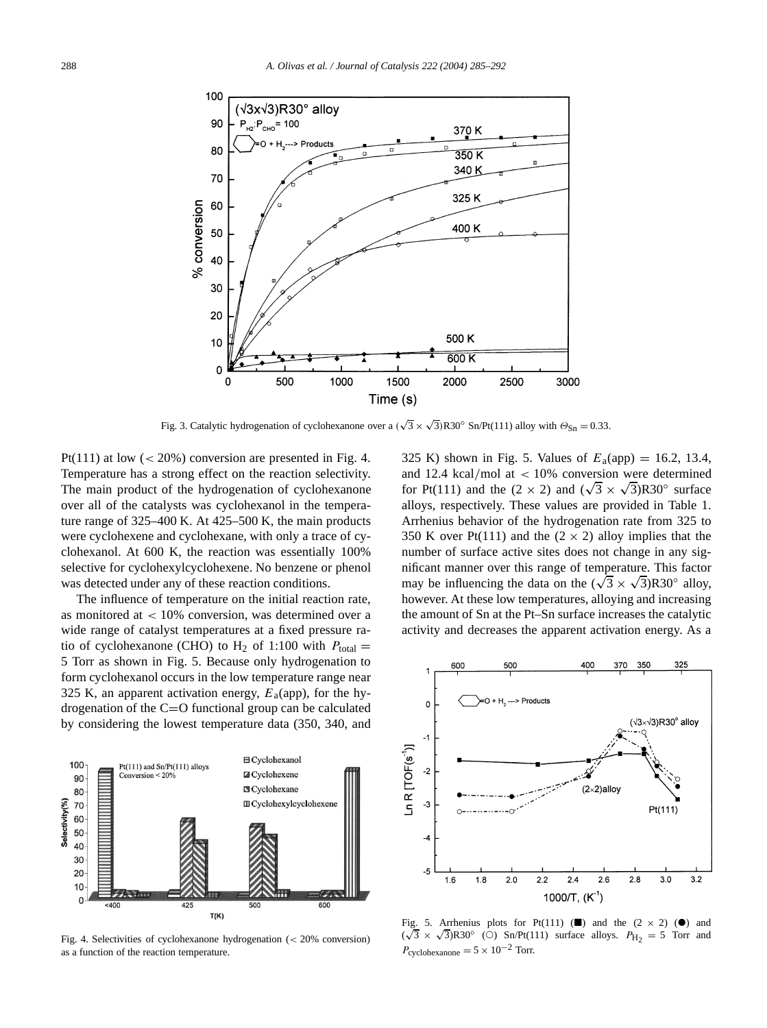Fig. 3. Catalytic hydrogenation of cyclohexanone over a $(\sqrt{3} \times \sqrt{3})$R30° Sn/Pt(111) alloy with $\Theta_{Sn} = 0.33$.

Pt(111) at low (< 20%) conversion are presented in Fig. 4. Temperature has a strong effect on the reaction selectivity. The main product of the hydrogenation of cyclohexanone over all of the catalysts was cyclohexanol in the temperature range of 325–400 K. At 425–500 K, the main products were cyclohexene and cyclohexane, with only a trace of cyclohexanol. At 600 K, the reaction was essentially 100% selective for cyclohexylcyclohexene. No benzene or phenol was detected under any of these reaction conditions.

The influence of temperature on the initial reaction rate, as monitored at < 10% conversion, was determined over a wide range of catalyst temperatures at a fixed pressure ratio of cyclohexanone (CHO) to $H_2$ of 1:100 with $P_{total} = 5$ Torr as shown in Fig. 5. Because only hydrogenation to form cyclohexanol occurs in the low temperature range near 325 K, an apparent activation energy, $E_a$(app), for the hydrogenation of the C=O functional group can be calculated by considering the lowest temperature data (350, 340, and 325 K) shown in Fig. 5. Values of $E_a(\text{app}) = 16.2$, 13.4, and 12.4 kcal/mol at < 10% conversion were determined for Pt(111) and the (2 × 2) and $(\sqrt{3} \times \sqrt{3})$R30° surface alloys, respectively. These values are provided in Table 1. Arrhenius behavior of the hydrogenation rate from 325 to 350 K over Pt(111) and the (2 × 2) alloy implies that the number of surface active sites does not change in any significant manner over this range of temperature. This factor may be influencing the data on the $(\sqrt{3} \times \sqrt{3})$R30° alloy, however. At these low temperatures, alloying and increasing the amount of Sn at the Pt–Sn surface increases the catalytic activity and decreases the apparent activation energy. As a

Fig. 4. Selectivities of cyclohexanone hydrogenation (< 20% conversion) as a function of the reaction temperature.

Fig. 5. Arrhenius plots for Pt(111) (■) and the (2 × 2) (●) and $(\sqrt{3} \times \sqrt{3})$R30° (○) Sn/Pt(111) surface alloys. $P_{H_2} = 5$ Torr and $P_{\text{cyclohexanone}} = 5 \times 10^{-2}$ Torr.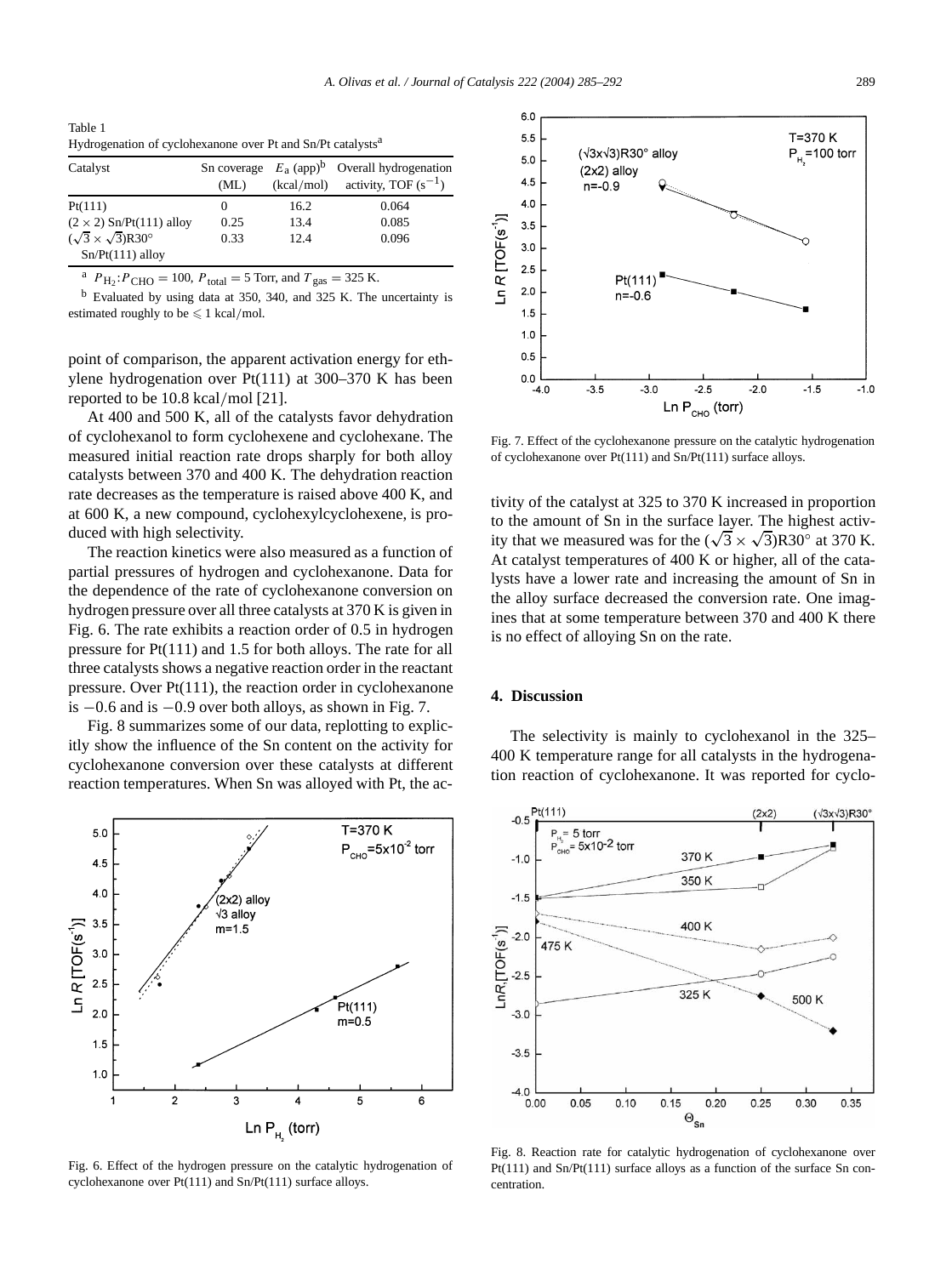Table 1
Hydrogenation of cyclohexanone over Pt and Sn/Pt catalysts[a]

| Catalyst | Sn coverage (ML) | $E_a$ (app)[b] (kcal/mol) | Overall hydrogenation activity, TOF ($s^{-1}$) |
|---|---|---|---|
| Pt(111) | 0 | 16.2 | 0.064 |
| $(2 \times 2)$ Sn/Pt(111) alloy | 0.25 | 13.4 | 0.085 |
| $(\sqrt{3} \times \sqrt{3})$R30° Sn/Pt(111) alloy | 0.33 | 12.4 | 0.096 |

[a] $P_{H_2}:P_{CHO} = 100$, $P_{total} = 5$ Torr, and $T_{gas} = 325$ K.

[b] Evaluated by using data at 350, 340, and 325 K. The uncertainty is estimated roughly to be $\leqslant 1$ kcal/mol.

point of comparison, the apparent activation energy for ethylene hydrogenation over Pt(111) at 300–370 K has been reported to be 10.8 kcal/mol [21].

At 400 and 500 K, all of the catalysts favor dehydration of cyclohexanol to form cyclohexene and cyclohexane. The measured initial reaction rate drops sharply for both alloy catalysts between 370 and 400 K. The dehydration reaction rate decreases as the temperature is raised above 400 K, and at 600 K, a new compound, cyclohexylcyclohexene, is produced with high selectivity.

The reaction kinetics were also measured as a function of partial pressures of hydrogen and cyclohexanone. Data for the dependence of the rate of cyclohexanone conversion on hydrogen pressure over all three catalysts at 370 K is given in Fig. 6. The rate exhibits a reaction order of 0.5 in hydrogen pressure for Pt(111) and 1.5 for both alloys. The rate for all three catalysts shows a negative reaction order in the reactant pressure. Over Pt(111), the reaction order in cyclohexanone is −0.6 and is −0.9 over both alloys, as shown in Fig. 7.

Fig. 8 summarizes some of our data, replotting to explicitly show the influence of the Sn content on the activity for cyclohexanone conversion over these catalysts at different reaction temperatures. When Sn was alloyed with Pt, the activity of the catalyst at 325 to 370 K increased in proportion to the amount of Sn in the surface layer. The highest activity that we measured was for the $(\sqrt{3} \times \sqrt{3})$R30° at 370 K. At catalyst temperatures of 400 K or higher, all of the catalysts have a lower rate and increasing the amount of Sn in the alloy surface decreased the conversion rate. One imagines that at some temperature between 370 and 400 K there is no effect of alloying Sn on the rate.

Fig. 6. Effect of the hydrogen pressure on the catalytic hydrogenation of cyclohexanone over Pt(111) and Sn/Pt(111) surface alloys.

Fig. 7. Effect of the cyclohexanone pressure on the catalytic hydrogenation of cyclohexanone over Pt(111) and Sn/Pt(111) surface alloys.

## 4. Discussion

The selectivity is mainly to cyclohexanol in the 325–400 K temperature range for all catalysts in the hydrogenation reaction of cyclohexanone. It was reported for cyclo-

Fig. 8. Reaction rate for catalytic hydrogenation of cyclohexanone over Pt(111) and Sn/Pt(111) surface alloys as a function of the surface Sn concentration.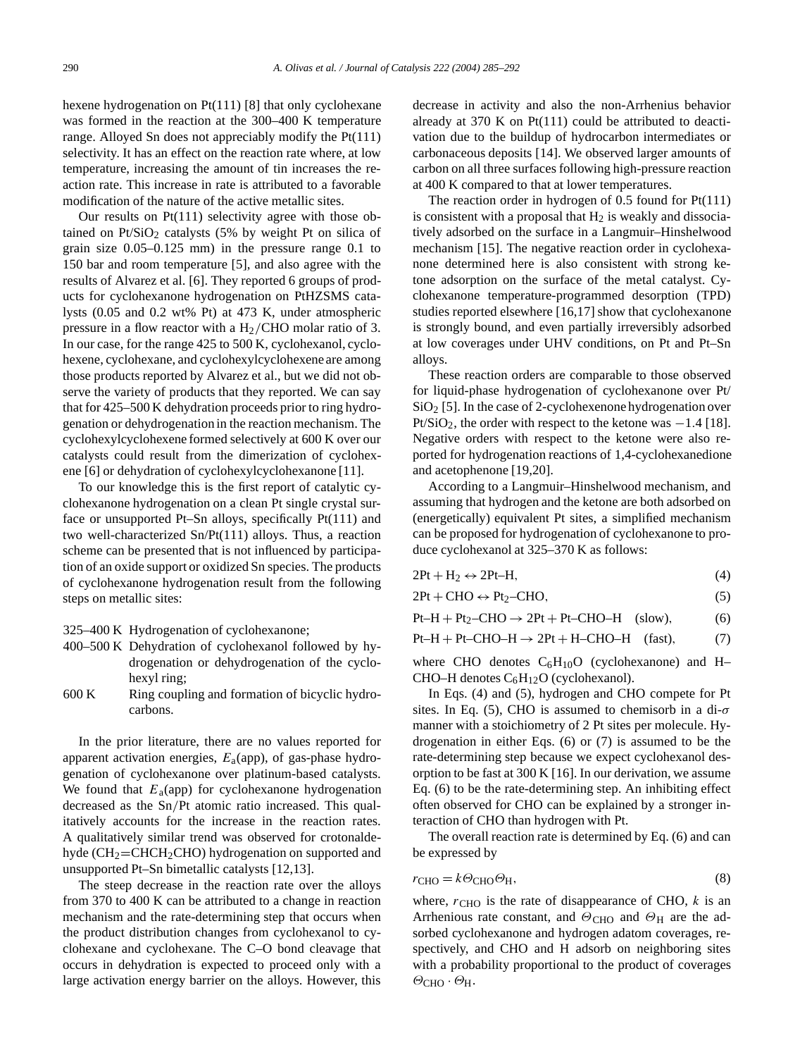hexene hydrogenation on Pt(111) [8] that only cyclohexane was formed in the reaction at the 300–400 K temperature range. Alloyed Sn does not appreciably modify the Pt(111) selectivity. It has an effect on the reaction rate where, at low temperature, increasing the amount of tin increases the reaction rate. This increase in rate is attributed to a favorable modification of the nature of the active metallic sites.

Our results on Pt(111) selectivity agree with those obtained on $Pt/SiO_2$ catalysts (5% by weight Pt on silica of grain size 0.05–0.125 mm) in the pressure range 0.1 to 150 bar and room temperature [5], and also agree with the results of Alvarez et al. [6]. They reported 6 groups of products for cyclohexanone hydrogenation on PtHZSMS catalysts (0.05 and 0.2 wt% Pt) at 473 K, under atmospheric pressure in a flow reactor with a $H_2/CHO$ molar ratio of 3. In our case, for the range 425 to 500 K, cyclohexanol, cyclohexene, cyclohexane, and cyclohexylcyclohexene are among those products reported by Alvarez et al., but we did not observe the variety of products that they reported. We can say that for 425–500 K dehydration proceeds prior to ring hydrogenation or dehydrogenation in the reaction mechanism. The cyclohexylcyclohexene formed selectively at 600 K over our catalysts could result from the dimerization of cyclohexene [6] or dehydration of cyclohexylcyclohexanone [11].

To our knowledge this is the first report of catalytic cyclohexanone hydrogenation on a clean Pt single crystal surface or unsupported Pt–Sn alloys, specifically Pt(111) and two well-characterized Sn/Pt(111) alloys. Thus, a reaction scheme can be presented that is not influenced by participation of an oxide support or oxidized Sn species. The products of cyclohexanone hydrogenation result from the following steps on metallic sites:

- 325–400 K Hydrogenation of cyclohexanone;
- 400–500 K Dehydration of cyclohexanol followed by hydrogenation or dehydrogenation of the cyclohexyl ring;
- 600 K Ring coupling and formation of bicyclic hydrocarbons.

In the prior literature, there are no values reported for apparent activation energies, $E_a$(app), of gas-phase hydrogenation of cyclohexanone over platinum-based catalysts. We found that $E_a$(app) for cyclohexanone hydrogenation decreased as the Sn/Pt atomic ratio increased. This qualitatively accounts for the increase in the reaction rates. A qualitatively similar trend was observed for crotonaldehyde ($CH_2{=}CHCH_2CHO$) hydrogenation on supported and unsupported Pt–Sn bimetallic catalysts [12,13].

The steep decrease in the reaction rate over the alloys from 370 to 400 K can be attributed to a change in reaction mechanism and the rate-determining step that occurs when the product distribution changes from cyclohexanol to cyclohexane and cyclohexane. The C–O bond cleavage that occurs in dehydration is expected to proceed only with a large activation energy barrier on the alloys. However, this decrease in activity and also the non-Arrhenius behavior already at 370 K on Pt(111) could be attributed to deactivation due to the buildup of hydrocarbon intermediates or carbonaceous deposits [14]. We observed larger amounts of carbon on all three surfaces following high-pressure reaction at 400 K compared to that at lower temperatures.

The reaction order in hydrogen of 0.5 found for Pt(111) is consistent with a proposal that $H_2$ is weakly and dissociatively adsorbed on the surface in a Langmuir–Hinshelwood mechanism [15]. The negative reaction order in cyclohexanone determined here is also consistent with strong ketone adsorption on the surface of the metal catalyst. Cyclohexanone temperature-programmed desorption (TPD) studies reported elsewhere [16,17] show that cyclohexanone is strongly bound, and even partially irreversibly adsorbed at low coverages under UHV conditions, on Pt and Pt–Sn alloys.

These reaction orders are comparable to those observed for liquid-phase hydrogenation of cyclohexanone over $Pt/SiO_2$ [5]. In the case of 2-cyclohexenone hydrogenation over $Pt/SiO_2$, the order with respect to the ketone was −1.4 [18]. Negative orders with respect to the ketone were also reported for hydrogenation reactions of 1,4-cyclohexanedione and acetophenone [19,20].

According to a Langmuir–Hinshelwood mechanism, and assuming that hydrogen and the ketone are both adsorbed on (energetically) equivalent Pt sites, a simplified mechanism can be proposed for hydrogenation of cyclohexanone to produce cyclohexanol at 325–370 K as follows:

$$2\text{Pt} + \text{H}_2 \leftrightarrow 2\text{Pt–H}, \tag{4}$$

$$2\text{Pt} + \text{CHO} \leftrightarrow \text{Pt}_2\text{–CHO}, \tag{5}$$

$$\text{Pt–H} + \text{Pt}_2\text{–CHO} \rightarrow 2\text{Pt} + \text{Pt–CHO–H} \quad \text{(slow)}, \tag{6}$$

$$\text{Pt–H} + \text{Pt–CHO–H} \rightarrow 2\text{Pt} + \text{H–CHO–H} \quad \text{(fast)}, \tag{7}$$

where CHO denotes $C_6H_{10}O$ (cyclohexanone) and H–CHO–H denotes $C_6H_{12}O$ (cyclohexanol).

In Eqs. (4) and (5), hydrogen and CHO compete for Pt sites. In Eq. (5), CHO is assumed to chemisorb in a di-$\sigma$ manner with a stoichiometry of 2 Pt sites per molecule. Hydrogenation in either Eqs. (6) or (7) is assumed to be the rate-determining step because we expect cyclohexanol desorption to be fast at 300 K [16]. In our derivation, we assume Eq. (6) to be the rate-determining step. An inhibiting effect often observed for CHO can be explained by a stronger interaction of CHO than hydrogen with Pt.

The overall reaction rate is determined by Eq. (6) and can be expressed by

$$r_{\text{CHO}} = k\Theta_{\text{CHO}}\Theta_{\text{H}}, \tag{8}$$

where, $r_{\text{CHO}}$ is the rate of disappearance of CHO, $k$ is an Arrhenious rate constant, and $\Theta_{\text{CHO}}$ and $\Theta_{\text{H}}$ are the adsorbed cyclohexanone and hydrogen adatom coverages, respectively, and CHO and H adsorb on neighboring sites with a probability proportional to the product of coverages $\Theta_{\text{CHO}} \cdot \Theta_{\text{H}}$.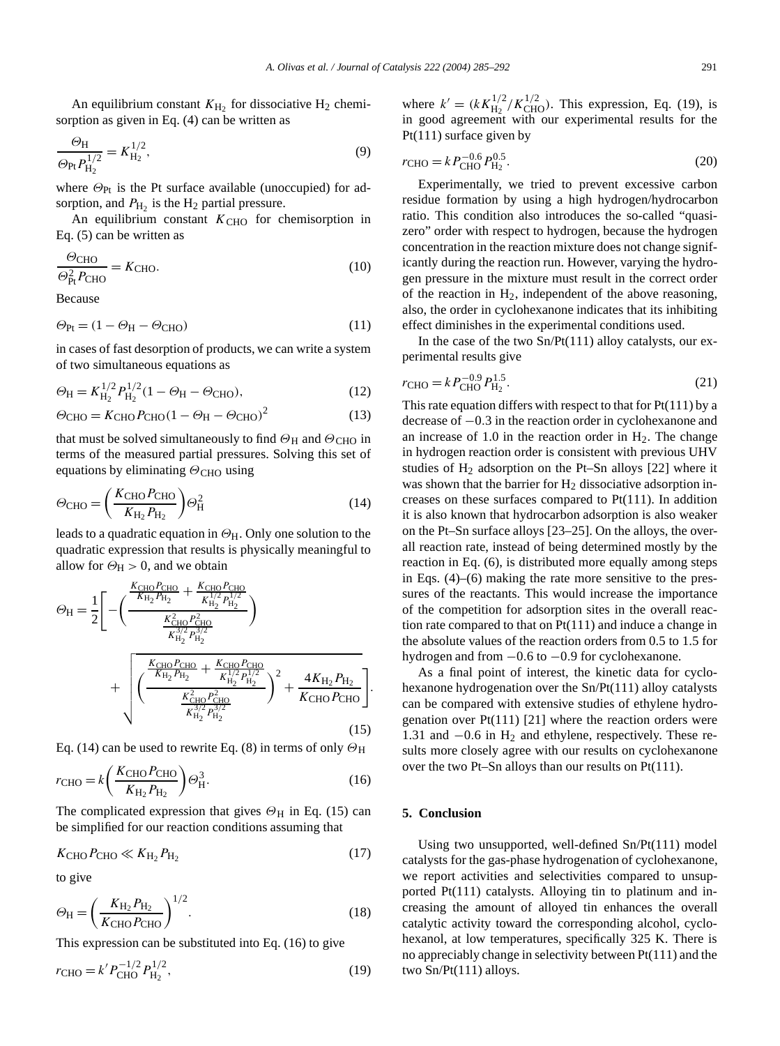An equilibrium constant $K_{H_2}$ for dissociative $H_2$ chemisorption as given in Eq. (4) can be written as

$$\frac{\Theta_H}{\Theta_{Pt} P_{H_2}^{1/2}} = K_{H_2}^{1/2}, \tag{9}$$

where $\Theta_{Pt}$ is the Pt surface available (unoccupied) for adsorption, and $P_{H_2}$ is the $H_2$ partial pressure.

An equilibrium constant $K_{CHO}$ for chemisorption in Eq. (5) can be written as

$$\frac{\Theta_{CHO}}{\Theta_{Pt}^2 P_{CHO}} = K_{CHO}. \tag{10}$$

Because

$$\Theta_{Pt} = (1 - \Theta_H - \Theta_{CHO}) \tag{11}$$

in cases of fast desorption of products, we can write a system of two simultaneous equations as

$$\Theta_H = K_{H_2}^{1/2} P_{H_2}^{1/2} (1 - \Theta_H - \Theta_{CHO}), \tag{12}$$

$$\Theta_{CHO} = K_{CHO} P_{CHO} (1 - \Theta_H - \Theta_{CHO})^2 \tag{13}$$

that must be solved simultaneously to find $\Theta_H$ and $\Theta_{CHO}$ in terms of the measured partial pressures. Solving this set of equations by eliminating $\Theta_{CHO}$ using

$$\Theta_{CHO} = \left(\frac{K_{CHO} P_{CHO}}{K_{H_2} P_{H_2}}\right) \Theta_H^2 \tag{14}$$

leads to a quadratic equation in $\Theta_H$. Only one solution to the quadratic expression that results is physically meaningful to allow for $\Theta_H > 0$, and we obtain

$$\Theta_H = \frac{1}{2}\left[-\left(\frac{\frac{K_{CHO} P_{CHO}}{K_{H_2} P_{H_2}} + \frac{K_{CHO} P_{CHO}}{K_{H_2}^{1/2} P_{H_2}^{1/2}}}{\frac{K_{CHO}^2 P_{CHO}^2}{K_{H_2}^{3/2} P_{H_2}^{3/2}}}\right) + \sqrt{\left(\frac{\frac{K_{CHO} P_{CHO}}{K_{H_2} P_{H_2}} + \frac{K_{CHO} P_{CHO}}{K_{H_2}^{1/2} P_{H_2}^{1/2}}}{\frac{K_{CHO}^2 P_{CHO}^2}{K_{H_2}^{3/2} P_{H_2}^{3/2}}}\right)^2 + \frac{4 K_{H_2} P_{H_2}}{K_{CHO} P_{CHO}}}\,\right]. \tag{15}$$

Eq. (14) can be used to rewrite Eq. (8) in terms of only $\Theta_H$

$$r_{CHO} = k\left(\frac{K_{CHO} P_{CHO}}{K_{H_2} P_{H_2}}\right) \Theta_H^3. \tag{16}$$

The complicated expression that gives $\Theta_H$ in Eq. (15) can be simplified for our reaction conditions assuming that

$$K_{CHO} P_{CHO} \ll K_{H_2} P_{H_2} \tag{17}$$

to give

$$\Theta_H = \left(\frac{K_{H_2} P_{H_2}}{K_{CHO} P_{CHO}}\right)^{1/2}. \tag{18}$$

This expression can be substituted into Eq. (16) to give

$$r_{CHO} = k' P_{CHO}^{-1/2} P_{H_2}^{1/2}, \tag{19}$$

where $k' = (k K_{H_2}^{1/2} / K_{CHO}^{1/2})$. This expression, Eq. (19), is in good agreement with our experimental results for the Pt(111) surface given by

$$r_{CHO} = k P_{CHO}^{-0.6} P_{H_2}^{0.5}. \tag{20}$$

Experimentally, we tried to prevent excessive carbon residue formation by using a high hydrogen/hydrocarbon ratio. This condition also introduces the so-called "quasi-zero" order with respect to hydrogen, because the hydrogen concentration in the reaction mixture does not change significantly during the reaction run. However, varying the hydrogen pressure in the mixture must result in the correct order of the reaction in $H_2$, independent of the above reasoning, also, the order in cyclohexanone indicates that its inhibiting effect diminishes in the experimental conditions used.

In the case of the two Sn/Pt(111) alloy catalysts, our experimental results give

$$r_{CHO} = k P_{CHO}^{-0.9} P_{H_2}^{1.5}. \tag{21}$$

This rate equation differs with respect to that for Pt(111) by a decrease of $-0.3$ in the reaction order in cyclohexanone and an increase of 1.0 in the reaction order in $H_2$. The change in hydrogen reaction order is consistent with previous UHV studies of $H_2$ adsorption on the Pt–Sn alloys [22] where it was shown that the barrier for $H_2$ dissociative adsorption increases on these surfaces compared to Pt(111). In addition it is also known that hydrocarbon adsorption is also weaker on the Pt–Sn surface alloys [23–25]. On the alloys, the overall reaction rate, instead of being determined mostly by the reaction in Eq. (6), is distributed more equally among steps in Eqs. (4)–(6) making the rate more sensitive to the pressures of the reactants. This would increase the importance of the competition for adsorption sites in the overall reaction rate compared to that on Pt(111) and induce a change in the absolute values of the reaction orders from 0.5 to 1.5 for hydrogen and from $-0.6$ to $-0.9$ for cyclohexanone.

As a final point of interest, the kinetic data for cyclohexanone hydrogenation over the Sn/Pt(111) alloy catalysts can be compared with extensive studies of ethylene hydrogenation over Pt(111) [21] where the reaction orders were 1.31 and $-0.6$ in $H_2$ and ethylene, respectively. These results more closely agree with our results on cyclohexanone over the two Pt–Sn alloys than our results on Pt(111).

## 5. Conclusion

Using two unsupported, well-defined Sn/Pt(111) model catalysts for the gas-phase hydrogenation of cyclohexanone, we report activities and selectivities compared to unsupported Pt(111) catalysts. Alloying tin to platinum and increasing the amount of alloyed tin enhances the overall catalytic activity toward the corresponding alcohol, cyclohexanol, at low temperatures, specifically 325 K. There is no appreciably change in selectivity between Pt(111) and the two Sn/Pt(111) alloys.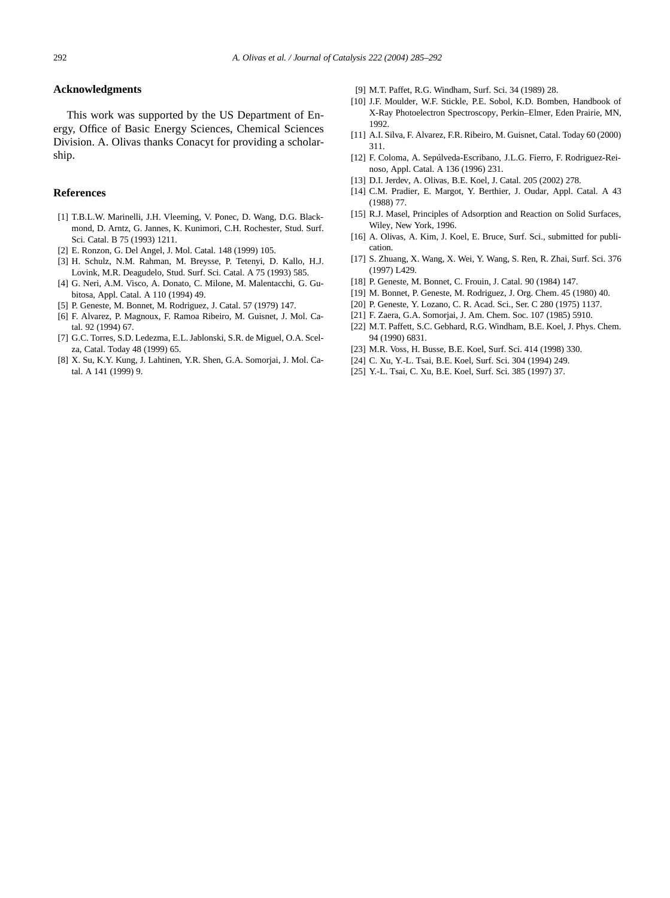## Acknowledgments

This work was supported by the US Department of Energy, Office of Basic Energy Sciences, Chemical Sciences Division. A. Olivas thanks Conacyt for providing a scholarship.

## References

[1] T.B.L.W. Marinelli, J.H. Vleeming, V. Ponec, D. Wang, D.G. Blackmond, D. Arntz, G. Jannes, K. Kunimori, C.H. Rochester, Stud. Surf. Sci. Catal. B 75 (1993) 1211.

[2] E. Ronzon, G. Del Angel, J. Mol. Catal. 148 (1999) 105.

[3] H. Schulz, N.M. Rahman, M. Breysse, P. Tetenyi, D. Kallo, H.J. Lovink, M.R. Deagudelo, Stud. Surf. Sci. Catal. A 75 (1993) 585.

[4] G. Neri, A.M. Visco, A. Donato, C. Milone, M. Malentacchi, G. Gubitosa, Appl. Catal. A 110 (1994) 49.

[5] P. Geneste, M. Bonnet, M. Rodriguez, J. Catal. 57 (1979) 147.

[6] F. Alvarez, P. Magnoux, F. Ramoa Ribeiro, M. Guisnet, J. Mol. Catal. 92 (1994) 67.

[7] G.C. Torres, S.D. Ledezma, E.L. Jablonski, S.R. de Miguel, O.A. Scelza, Catal. Today 48 (1999) 65.

[8] X. Su, K.Y. Kung, J. Lahtinen, Y.R. Shen, G.A. Somorjai, J. Mol. Catal. A 141 (1999) 9.

[9] M.T. Paffet, R.G. Windham, Surf. Sci. 34 (1989) 28.

[10] J.F. Moulder, W.F. Stickle, P.E. Sobol, K.D. Bomben, Handbook of X-Ray Photoelectron Spectroscopy, Perkin–Elmer, Eden Prairie, MN, 1992.

[11] A.I. Silva, F. Alvarez, F.R. Ribeiro, M. Guisnet, Catal. Today 60 (2000) 311.

[12] F. Coloma, A. Sepúlveda-Escribano, J.L.G. Fierro, F. Rodriguez-Reinoso, Appl. Catal. A 136 (1996) 231.

[13] D.I. Jerdev, A. Olivas, B.E. Koel, J. Catal. 205 (2002) 278.

[14] C.M. Pradier, E. Margot, Y. Berthier, J. Oudar, Appl. Catal. A 43 (1988) 77.

[15] R.J. Masel, Principles of Adsorption and Reaction on Solid Surfaces, Wiley, New York, 1996.

[16] A. Olivas, A. Kim, J. Koel, E. Bruce, Surf. Sci., submitted for publication.

[17] S. Zhuang, X. Wang, X. Wei, Y. Wang, S. Ren, R. Zhai, Surf. Sci. 376 (1997) L429.

[18] P. Geneste, M. Bonnet, C. Frouin, J. Catal. 90 (1984) 147.

[19] M. Bonnet, P. Geneste, M. Rodriguez, J. Org. Chem. 45 (1980) 40.

[20] P. Geneste, Y. Lozano, C. R. Acad. Sci., Ser. C 280 (1975) 1137.

[21] F. Zaera, G.A. Somorjai, J. Am. Chem. Soc. 107 (1985) 5910.

[22] M.T. Paffett, S.C. Gebhard, R.G. Windham, B.E. Koel, J. Phys. Chem. 94 (1990) 6831.

[23] M.R. Voss, H. Busse, B.E. Koel, Surf. Sci. 414 (1998) 330.

[24] C. Xu, Y.-L. Tsai, B.E. Koel, Surf. Sci. 304 (1994) 249.

[25] Y.-L. Tsai, C. Xu, B.E. Koel, Surf. Sci. 385 (1997) 37.